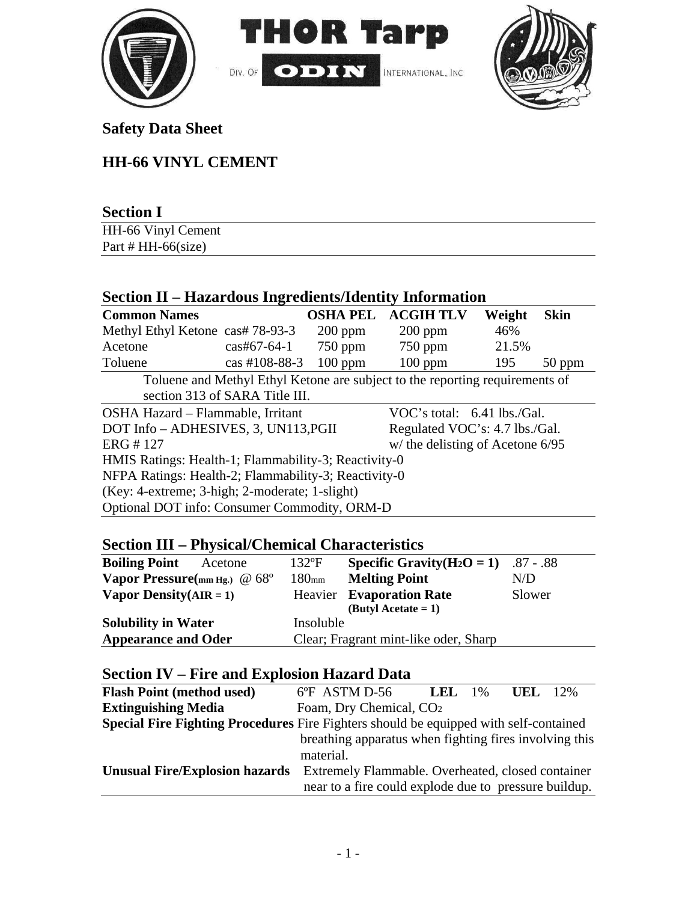THOR Tarp

DIV. OF ODIN INTERNATIONAL, INC

# Safety Data Sheet

# HH-66 VINYL CEMENT

## Section I

HH-66 Vinyl Cement
Part # HH-66(size)

## Section II – Hazardous Ingredients/Identity Information

| Common Names | | OSHA PEL | ACGIH TLV | Weight | Skin |
|---|---|---|---|---|---|
| Methyl Ethyl Ketone | cas# 78-93-3 | 200 ppm | 200 ppm | 46% | |
| Acetone | cas#67-64-1 | 750 ppm | 750 ppm | 21.5% | |
| Toluene | cas #108-88-3 | 100 ppm | 100 ppm | 195 | 50 ppm |

Toluene and Methyl Ethyl Ketone are subject to the reporting requirements of section 313 of SARA Title III.

| | |
|---|---|
| OSHA Hazard – Flammable, Irritant | VOC's total: 6.41 lbs./Gal. |
| DOT Info – ADHESIVES, 3, UN113,PGII | Regulated VOC's: 4.7 lbs./Gal. |
| ERG # 127 | w/ the delisting of Acetone 6/95 |

HMIS Ratings: Health-1; Flammability-3; Reactivity-0
NFPA Ratings: Health-2; Flammability-3; Reactivity-0
(Key: 4-extreme; 3-high; 2-moderate; 1-slight)
Optional DOT info: Consumer Commodity, ORM-D

## Section III – Physical/Chemical Characteristics

| | | | |
|---|---|---|---|
| **Boiling Point** Acetone | 132ºF | **Specific Gravity($H_2O$ = 1)** | .87 - .88 |
| **Vapor Pressure(mm Hg.)** @ 68º | 180mm | **Melting Point** | N/D |
| **Vapor Density(AIR = 1)** | Heavier | **Evaporation Rate (Butyl Acetate = 1)** | Slower |
| **Solubility in Water** | Insoluble | | |
| **Appearance and Oder** | Clear; Fragrant mint-like oder, Sharp | | |

## Section IV – Fire and Explosion Hazard Data

| | |
|---|---|
| **Flash Point (method used)** | 6ºF ASTM D-56 **LEL** 1% **UEL** 12% |
| **Extinguishing Media** | Foam, Dry Chemical, $CO_2$ |
| **Special Fire Fighting Procedures** | Fire Fighters should be equipped with self-contained breathing apparatus when fighting fires involving this material. |
| **Unusual Fire/Explosion hazards** | Extremely Flammable. Overheated, closed container near to a fire could explode due to pressure buildup. |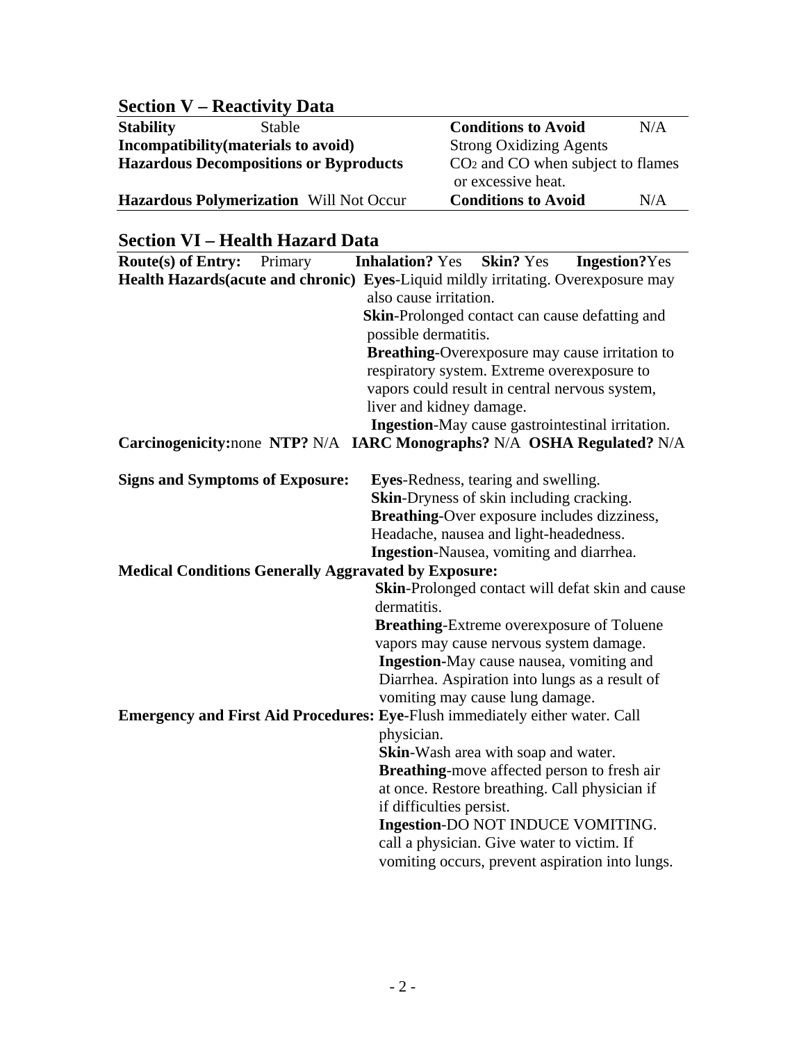## Section V – Reactivity Data

| | | | |
|---|---|---|---|
| **Stability** | Stable | **Conditions to Avoid** | N/A |
| **Incompatibility(materials to avoid)** | | Strong Oxidizing Agents | |
| **Hazardous Decompositions or Byproducts** | | $CO_2$ and CO when subject to flames or excessive heat. | |
| **Hazardous Polymerization** | Will Not Occur | **Conditions to Avoid** | N/A |

## Section VI – Health Hazard Data

**Route(s) of Entry:** Primary **Inhalation?** Yes **Skin?** Yes **Ingestion?**Yes

**Health Hazards(acute and chronic)** **Eyes**-Liquid mildly irritating. Overexposure may also cause irritation.
**Skin**-Prolonged contact can cause defatting and possible dermatitis.
**Breathing**-Overexposure may cause irritation to respiratory system. Extreme overexposure to vapors could result in central nervous system, liver and kidney damage.
**Ingestion**-May cause gastrointestinal irritation.

**Carcinogenicity:**none **NTP?** N/A **IARC Monographs?** N/A **OSHA Regulated?** N/A

**Signs and Symptoms of Exposure:** **Eyes**-Redness, tearing and swelling.
**Skin**-Dryness of skin including cracking.
**Breathing**-Over exposure includes dizziness, Headache, nausea and light-headedness.
**Ingestion**-Nausea, vomiting and diarrhea.

**Medical Conditions Generally Aggravated by Exposure:**
**Skin**-Prolonged contact will defat skin and cause dermatitis.
**Breathing**-Extreme overexposure of Toluene vapors may cause nervous system damage.
**Ingestion-**May cause nausea, vomiting and Diarrhea. Aspiration into lungs as a result of vomiting may cause lung damage.

**Emergency and First Aid Procedures:** **Eye**-Flush immediately either water. Call physician.
**Skin**-Wash area with soap and water.
**Breathing**-move affected person to fresh air at once. Restore breathing. Call physician if if difficulties persist.
**Ingestion**-DO NOT INDUCE VOMITING. call a physician. Give water to victim. If vomiting occurs, prevent aspiration into lungs.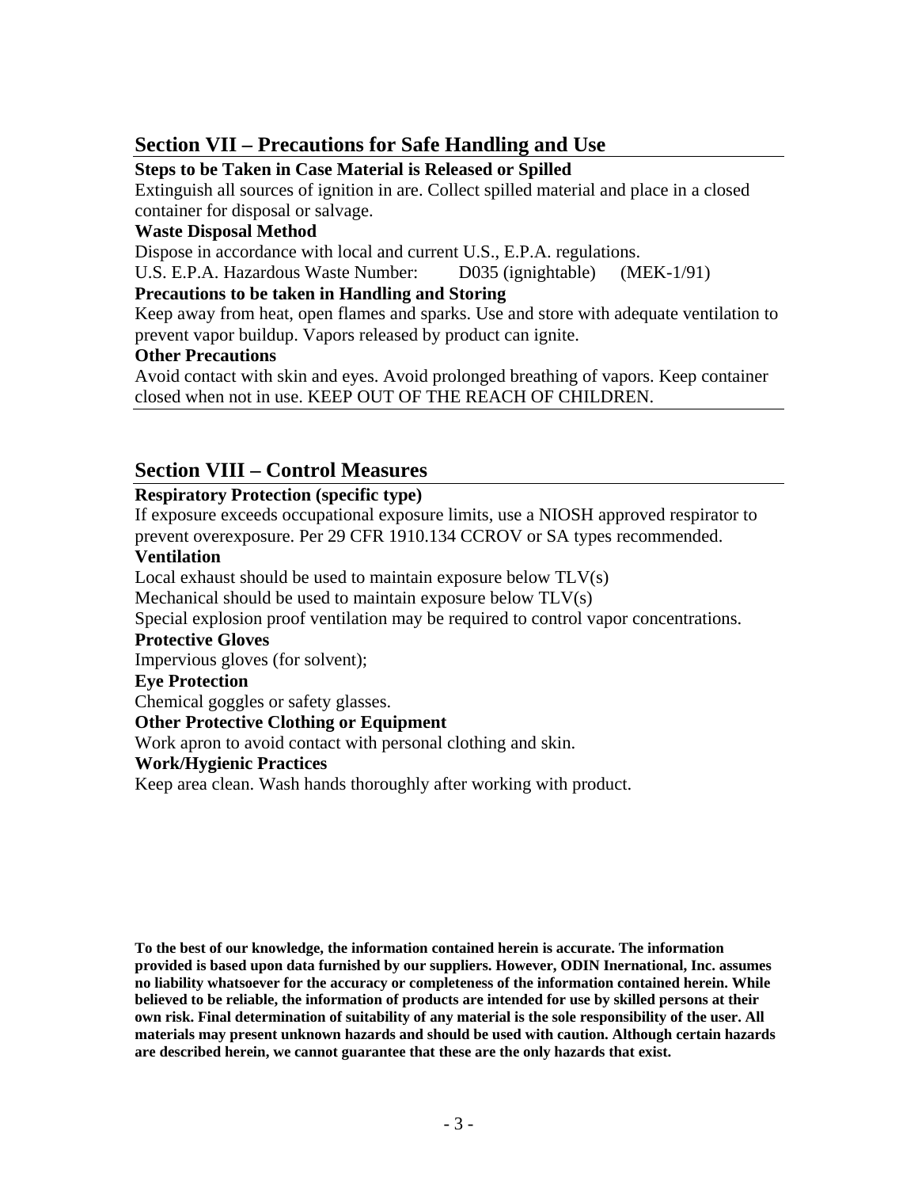## Section VII – Precautions for Safe Handling and Use

**Steps to be Taken in Case Material is Released or Spilled**

Extinguish all sources of ignition in are. Collect spilled material and place in a closed container for disposal or salvage.

**Waste Disposal Method**

Dispose in accordance with local and current U.S., E.P.A. regulations.

U.S. E.P.A. Hazardous Waste Number: D035 (ignightable) (MEK-1/91)

**Precautions to be taken in Handling and Storing**

Keep away from heat, open flames and sparks. Use and store with adequate ventilation to prevent vapor buildup. Vapors released by product can ignite.

**Other Precautions**

Avoid contact with skin and eyes. Avoid prolonged breathing of vapors. Keep container closed when not in use. KEEP OUT OF THE REACH OF CHILDREN.

## Section VIII – Control Measures

**Respiratory Protection (specific type)**

If exposure exceeds occupational exposure limits, use a NIOSH approved respirator to prevent overexposure. Per 29 CFR 1910.134 CCROV or SA types recommended.

**Ventilation**

Local exhaust should be used to maintain exposure below TLV(s)

Mechanical should be used to maintain exposure below TLV(s)

Special explosion proof ventilation may be required to control vapor concentrations.

**Protective Gloves**

Impervious gloves (for solvent);

**Eye Protection**

Chemical goggles or safety glasses.

**Other Protective Clothing or Equipment**

Work apron to avoid contact with personal clothing and skin.

**Work/Hygienic Practices**

Keep area clean. Wash hands thoroughly after working with product.

**To the best of our knowledge, the information contained herein is accurate. The information provided is based upon data furnished by our suppliers. However, ODIN Inernational, Inc. assumes no liability whatsoever for the accuracy or completeness of the information contained herein. While believed to be reliable, the information of products are intended for use by skilled persons at their own risk. Final determination of suitability of any material is the sole responsibility of the user. All materials may present unknown hazards and should be used with caution. Although certain hazards are described herein, we cannot guarantee that these are the only hazards that exist.**